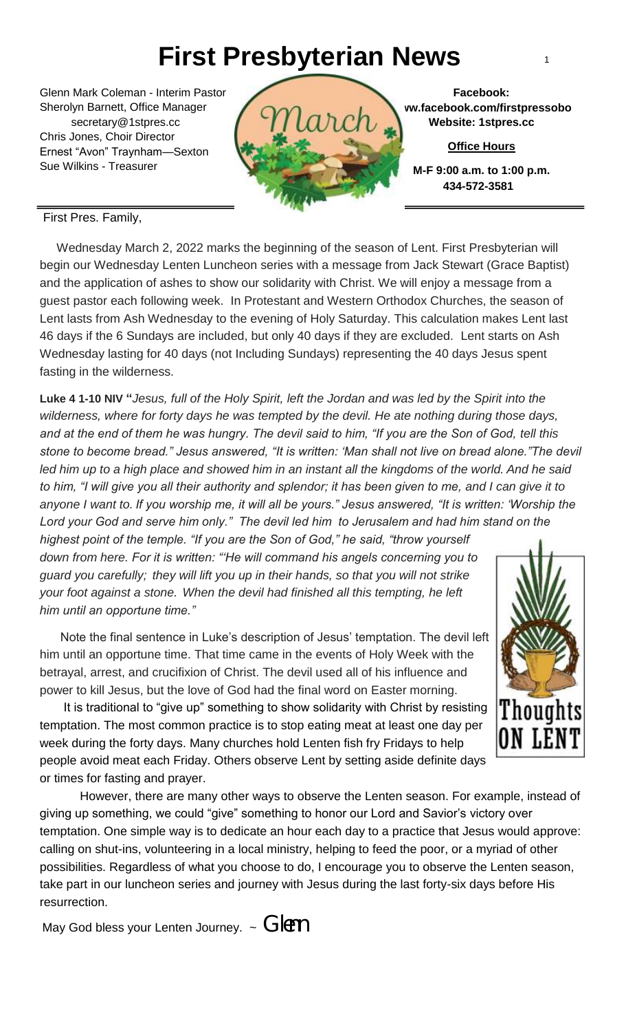# First Presbyterian News

Glenn Mark Coleman - Interim Pastor
Sherolyn Barnett, Office Manager
secretary@1stpres.cc
Chris Jones, Choir Director
Ernest "Avon" Traynham—Sexton
Sue Wilkins - Treasurer

**Facebook:**
**w.facebook.com/firstpressobo**
**Website: 1stpres.cc**

**Office Hours**

**M-F 9:00 a.m. to 1:00 p.m.**
**434-572-3581**

March

First Pres. Family,

Wednesday March 2, 2022 marks the beginning of the season of Lent. First Presbyterian will begin our Wednesday Lenten Luncheon series with a message from Jack Stewart (Grace Baptist) and the application of ashes to show our solidarity with Christ. We will enjoy a message from a guest pastor each following week. In Protestant and Western Orthodox Churches, the season of Lent lasts from Ash Wednesday to the evening of Holy Saturday. This calculation makes Lent last 46 days if the 6 Sundays are included, but only 40 days if they are excluded. Lent starts on Ash Wednesday lasting for 40 days (not Including Sundays) representing the 40 days Jesus spent fasting in the wilderness.

**Luke 4 1-10 NIV "***Jesus, full of the Holy Spirit, left the Jordan and was led by the Spirit into the wilderness, where for forty days he was tempted by the devil. He ate nothing during those days, and at the end of them he was hungry. The devil said to him, "If you are the Son of God, tell this stone to become bread." Jesus answered, "It is written: 'Man shall not live on bread alone."The devil led him up to a high place and showed him in an instant all the kingdoms of the world. And he said to him, "I will give you all their authority and splendor; it has been given to me, and I can give it to anyone I want to. If you worship me, it will all be yours." Jesus answered, "It is written: 'Worship the Lord your God and serve him only." The devil led him to Jerusalem and had him stand on the highest point of the temple. "If you are the Son of God," he said, "throw yourself down from here. For it is written: "'He will command his angels concerning you to guard you carefully; they will lift you up in their hands, so that you will not strike your foot against a stone. When the devil had finished all this tempting, he left him until an opportune time."*

Thoughts ON LENT

Note the final sentence in Luke's description of Jesus' temptation. The devil left him until an opportune time. That time came in the events of Holy Week with the betrayal, arrest, and crucifixion of Christ. The devil used all of his influence and power to kill Jesus, but the love of God had the final word on Easter morning.

It is traditional to "give up" something to show solidarity with Christ by resisting temptation. The most common practice is to stop eating meat at least one day per week during the forty days. Many churches hold Lenten fish fry Fridays to help people avoid meat each Friday. Others observe Lent by setting aside definite days or times for fasting and prayer.

However, there are many other ways to observe the Lenten season. For example, instead of giving up something, we could "give" something to honor our Lord and Savior's victory over temptation. One simple way is to dedicate an hour each day to a practice that Jesus would approve: calling on shut-ins, volunteering in a local ministry, helping to feed the poor, or a myriad of other possibilities. Regardless of what you choose to do, I encourage you to observe the Lenten season, take part in our luncheon series and journey with Jesus during the last forty-six days before His resurrection.

May God bless your Lenten Journey. ~ Glenn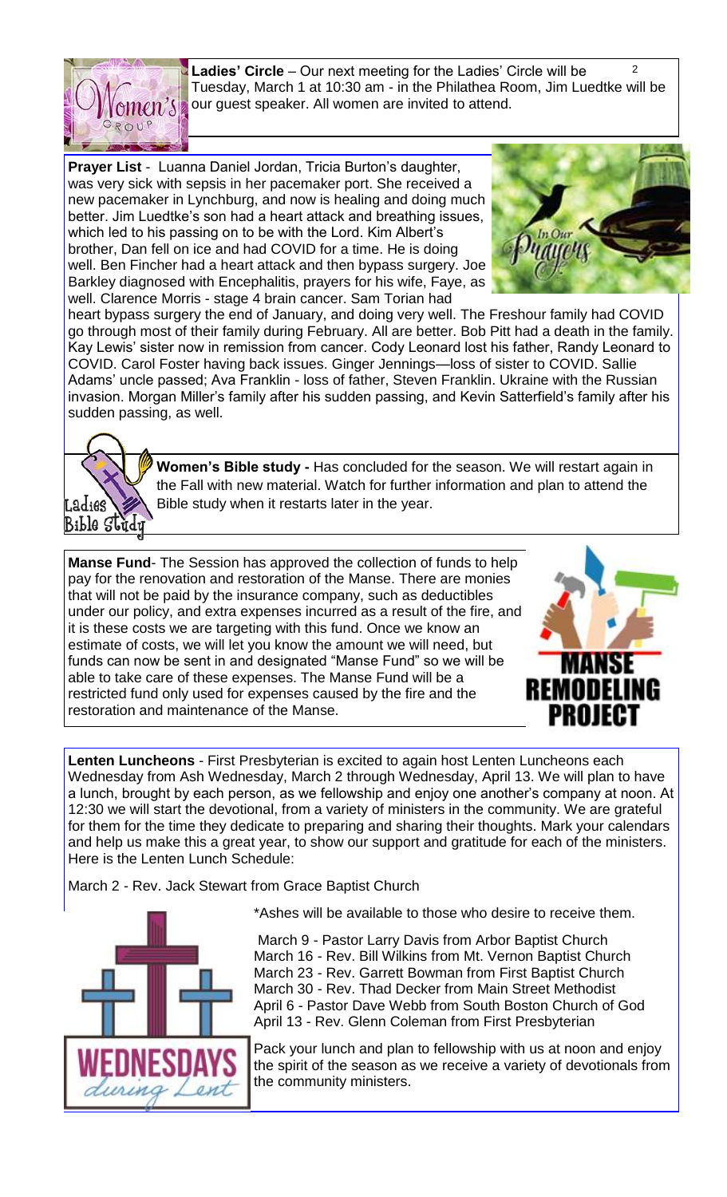**Ladies' Circle** – Our next meeting for the Ladies' Circle will be Tuesday, March 1 at 10:30 am - in the Philathea Room, Jim Luedtke will be our guest speaker. All women are invited to attend.

**Prayer List** - Luanna Daniel Jordan, Tricia Burton's daughter, was very sick with sepsis in her pacemaker port. She received a new pacemaker in Lynchburg, and now is healing and doing much better. Jim Luedtke's son had a heart attack and breathing issues, which led to his passing on to be with the Lord. Kim Albert's brother, Dan fell on ice and had COVID for a time. He is doing well. Ben Fincher had a heart attack and then bypass surgery. Joe Barkley diagnosed with Encephalitis, prayers for his wife, Faye, as well. Clarence Morris - stage 4 brain cancer. Sam Torian had heart bypass surgery the end of January, and doing very well. The Freshour family had COVID go through most of their family during February. All are better. Bob Pitt had a death in the family. Kay Lewis' sister now in remission from cancer. Cody Leonard lost his father, Randy Leonard to COVID. Carol Foster having back issues. Ginger Jennings—loss of sister to COVID. Sallie Adams' uncle passed; Ava Franklin - loss of father, Steven Franklin. Ukraine with the Russian invasion. Morgan Miller's family after his sudden passing, and Kevin Satterfield's family after his sudden passing, as well.

**Women's Bible study -** Has concluded for the season. We will restart again in the Fall with new material. Watch for further information and plan to attend the Bible study when it restarts later in the year.

**Manse Fund**- The Session has approved the collection of funds to help pay for the renovation and restoration of the Manse. There are monies that will not be paid by the insurance company, such as deductibles under our policy, and extra expenses incurred as a result of the fire, and it is these costs we are targeting with this fund. Once we know an estimate of costs, we will let you know the amount we will need, but funds can now be sent in and designated "Manse Fund" so we will be able to take care of these expenses. The Manse Fund will be a restricted fund only used for expenses caused by the fire and the restoration and maintenance of the Manse.

**Lenten Luncheons** - First Presbyterian is excited to again host Lenten Luncheons each Wednesday from Ash Wednesday, March 2 through Wednesday, April 13. We will plan to have a lunch, brought by each person, as we fellowship and enjoy one another's company at noon. At 12:30 we will start the devotional, from a variety of ministers in the community. We are grateful for them for the time they dedicate to preparing and sharing their thoughts. Mark your calendars and help us make this a great year, to show our support and gratitude for each of the ministers. Here is the Lenten Lunch Schedule:

March 2 - Rev. Jack Stewart from Grace Baptist Church

*Ashes will be available to those who desire to receive them.

March 9 - Pastor Larry Davis from Arbor Baptist Church
March 16 - Rev. Bill Wilkins from Mt. Vernon Baptist Church
March 23 - Rev. Garrett Bowman from First Baptist Church
March 30 - Rev. Thad Decker from Main Street Methodist
April 6 - Pastor Dave Webb from South Boston Church of God
April 13 - Rev. Glenn Coleman from First Presbyterian

Pack your lunch and plan to fellowship with us at noon and enjoy the spirit of the season as we receive a variety of devotionals from the community ministers.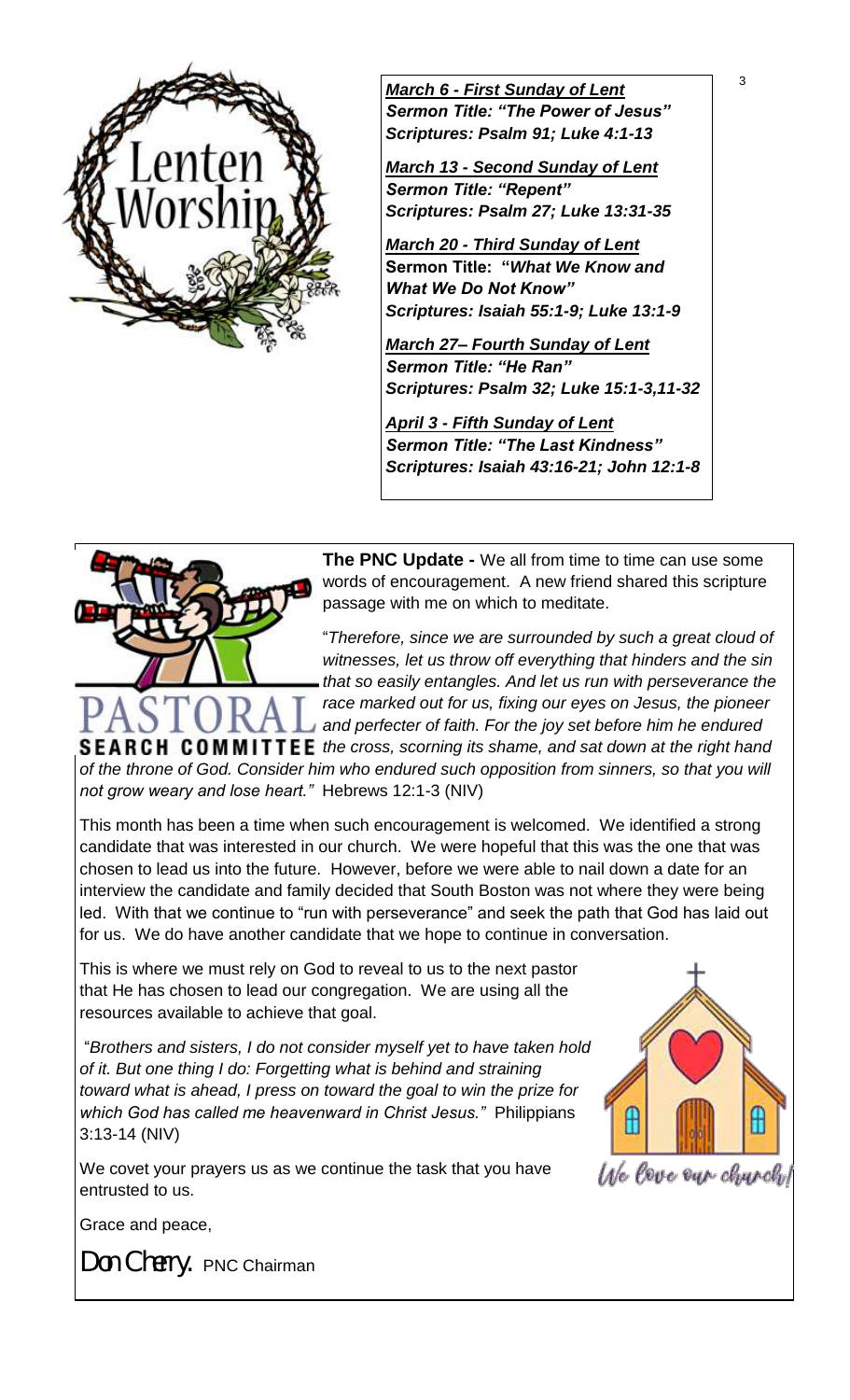***March 6 - First Sunday of Lent***
***Sermon Title: "The Power of Jesus"***
***Scriptures: Psalm 91; Luke 4:1-13***

***March 13 - Second Sunday of Lent***
***Sermon Title: "Repent"***
***Scriptures: Psalm 27; Luke 13:31-35***

***March 20 - Third Sunday of Lent***
**Sermon Title: "*What We Know and What We Do Not Know*"**
***Scriptures: Isaiah 55:1-9; Luke 13:1-9***

***March 27– Fourth Sunday of Lent***
***Sermon Title: "He Ran"***
***Scriptures: Psalm 32; Luke 15:1-3,11-32***

***April 3 - Fifth Sunday of Lent***
***Sermon Title: "The Last Kindness"***
***Scriptures: Isaiah 43:16-21; John 12:1-8***

**The PNC Update -** We all from time to time can use some words of encouragement. A new friend shared this scripture passage with me on which to meditate.

"*Therefore, since we are surrounded by such a great cloud of witnesses, let us throw off everything that hinders and the sin that so easily entangles. And let us run with perseverance the race marked out for us, fixing our eyes on Jesus, the pioneer and perfecter of faith. For the joy set before him he endured the cross, scorning its shame, and sat down at the right hand of the throne of God. Consider him who endured such opposition from sinners, so that you will not grow weary and lose heart."* Hebrews 12:1-3 (NIV)

This month has been a time when such encouragement is welcomed. We identified a strong candidate that was interested in our church. We were hopeful that this was the one that was chosen to lead us into the future. However, before we were able to nail down a date for an interview the candidate and family decided that South Boston was not where they were being led. With that we continue to "run with perseverance" and seek the path that God has laid out for us. We do have another candidate that we hope to continue in conversation.

This is where we must rely on God to reveal to us to the next pastor that He has chosen to lead our congregation. We are using all the resources available to achieve that goal.

"*Brothers and sisters, I do not consider myself yet to have taken hold of it. But one thing I do: Forgetting what is behind and straining toward what is ahead, I press on toward the goal to win the prize for which God has called me heavenward in Christ Jesus."* Philippians 3:13-14 (NIV)

We covet your prayers us as we continue the task that you have entrusted to us.

Grace and peace,

Don Cherry, PNC Chairman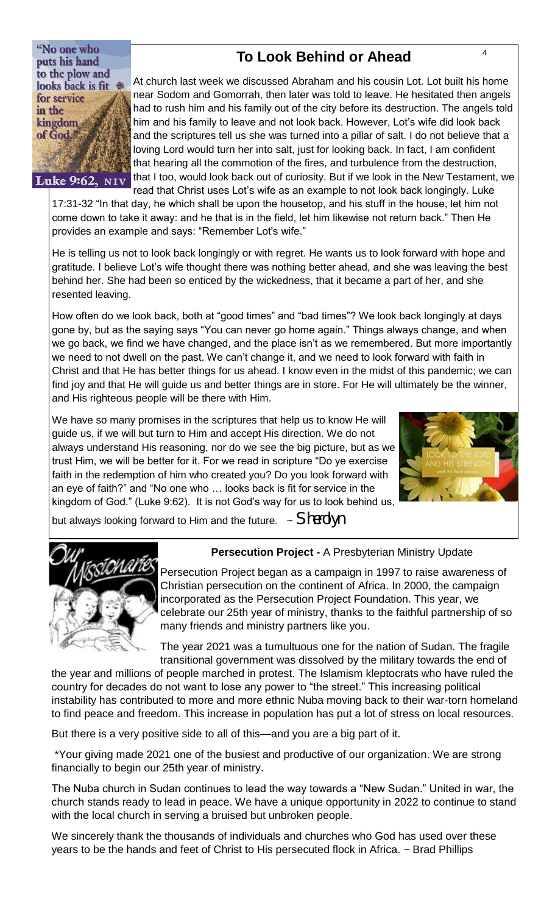## To Look Behind or Ahead

"No one who puts his hand to the plow and looks back is fit for service in the kingdom of God."
Luke 9:62, NIV

At church last week we discussed Abraham and his cousin Lot. Lot built his home near Sodom and Gomorrah, then later was told to leave. He hesitated then angels had to rush him and his family out of the city before its destruction. The angels told him and his family to leave and not look back. However, Lot's wife did look back and the scriptures tell us she was turned into a pillar of salt. I do not believe that a loving Lord would turn her into salt, just for looking back. In fact, I am confident that hearing all the commotion of the fires, and turbulence from the destruction, that I too, would look back out of curiosity. But if we look in the New Testament, we read that Christ uses Lot's wife as an example to not look back longingly. Luke 17:31-32 "In that day, he which shall be upon the housetop, and his stuff in the house, let him not come down to take it away: and he that is in the field, let him likewise not return back." Then He provides an example and says: "Remember Lot's wife."

He is telling us not to look back longingly or with regret. He wants us to look forward with hope and gratitude. I believe Lot's wife thought there was nothing better ahead, and she was leaving the best behind her. She had been so enticed by the wickedness, that it became a part of her, and she resented leaving.

How often do we look back, both at "good times" and "bad times"? We look back longingly at days gone by, but as the saying says "You can never go home again." Things always change, and when we go back, we find we have changed, and the place isn't as we remembered. But more importantly we need to not dwell on the past. We can't change it, and we need to look forward with faith in Christ and that He has better things for us ahead. I know even in the midst of this pandemic; we can find joy and that He will guide us and better things are in store. For He will ultimately be the winner, and His righteous people will be there with Him.

We have so many promises in the scriptures that help us to know He will guide us, if we will but turn to Him and accept His direction. We do not always understand His reasoning, nor do we see the big picture, but as we trust Him, we will be better for it. For we read in scripture "Do ye exercise faith in the redemption of him who created you? Do you look forward with an eye of faith?" and "No one who … looks back is fit for service in the kingdom of God." (Luke 9:62). It is not God's way for us to look behind us, but always looking forward to Him and the future. ~ *Sherolyn*

### Our Missionaries

**Persecution Project -** A Presbyterian Ministry Update

Persecution Project began as a campaign in 1997 to raise awareness of Christian persecution on the continent of Africa. In 2000, the campaign incorporated as the Persecution Project Foundation. This year, we celebrate our 25th year of ministry, thanks to the faithful partnership of so many friends and ministry partners like you.

The year 2021 was a tumultuous one for the nation of Sudan. The fragile transitional government was dissolved by the military towards the end of the year and millions of people marched in protest. The Islamism kleptocrats who have ruled the country for decades do not want to lose any power to "the street." This increasing political instability has contributed to more and more ethnic Nuba moving back to their war-torn homeland to find peace and freedom. This increase in population has put a lot of stress on local resources.

But there is a very positive side to all of this—and you are a big part of it.

*Your giving made 2021 one of the busiest and productive of our organization. We are strong financially to begin our 25th year of ministry.

The Nuba church in Sudan continues to lead the way towards a "New Sudan." United in war, the church stands ready to lead in peace. We have a unique opportunity in 2022 to continue to stand with the local church in serving a bruised but unbroken people.

We sincerely thank the thousands of individuals and churches who God has used over these years to be the hands and feet of Christ to His persecuted flock in Africa. ~ Brad Phillips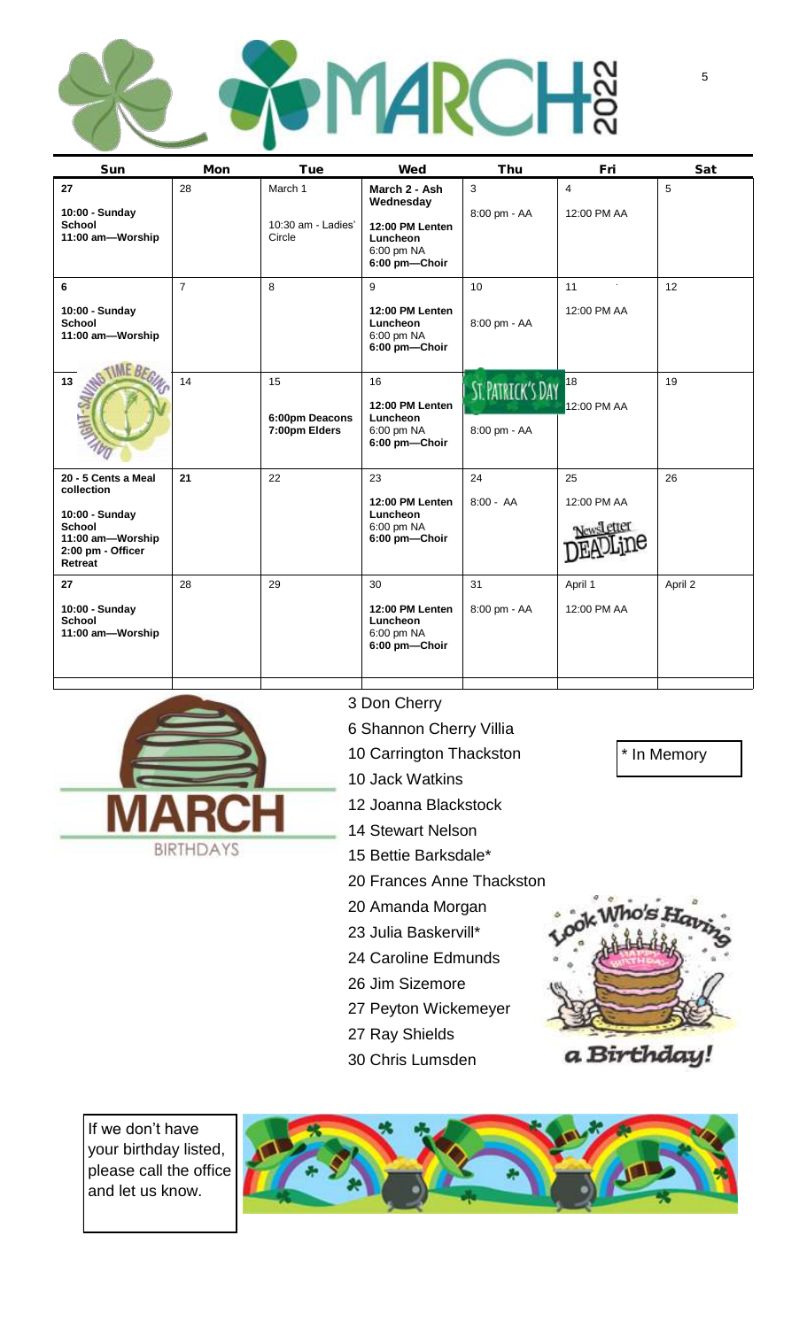# MARCH 2022

| Sun | Mon | Tue | Wed | Thu | Fri | Sat |
|---|---|---|---|---|---|---|
| 27<br>10:00 - Sunday School<br>11:00 am—Worship | 28 | March 1<br>10:30 am - Ladies' Circle | March 2 - Ash Wednesday<br>12:00 PM Lenten Luncheon<br>6:00 pm NA<br>6:00 pm—Choir | 3<br>8:00 pm - AA | 4<br>12:00 PM AA | 5 |
| 6<br>10:00 - Sunday School<br>11:00 am—Worship | 7 | 8 | 9<br>12:00 PM Lenten Luncheon<br>6:00 pm NA<br>6:00 pm—Choir | 10<br>8:00 pm - AA | 11<br>12:00 PM AA | 12 |
| 13<br>DAYLIGHT-SAVING TIME BEGINS | 14 | 15<br>6:00pm Deacons<br>7:00pm Elders | 16<br>12:00 PM Lenten Luncheon<br>6:00 pm NA<br>6:00 pm—Choir | ST. PATRICK'S DAY<br>8:00 pm - AA | 18<br>12:00 PM AA | 19 |
| 20 - 5 Cents a Meal collection<br>10:00 - Sunday School<br>11:00 am—Worship<br>2:00 pm - Officer Retreat | 21 | 22 | 23<br>12:00 PM Lenten Luncheon<br>6:00 pm NA<br>6:00 pm—Choir | 24<br>8:00 - AA | 25<br>12:00 PM AA<br>Newsletter DEADLine | 26 |
| 27<br>10:00 - Sunday School<br>11:00 am—Worship | 28 | 29 | 30<br>12:00 PM Lenten Luncheon<br>6:00 pm NA<br>6:00 pm—Choir | 31<br>8:00 pm - AA | April 1<br>12:00 PM AA | April 2 |

## MARCH BIRTHDAYS

- 3 Don Cherry
- 6 Shannon Cherry Villia
- 10 Carrington Thackston
- 10 Jack Watkins
- 12 Joanna Blackstock
- 14 Stewart Nelson
- 15 Bettie Barksdale*
- 20 Frances Anne Thackston
- 20 Amanda Morgan
- 23 Julia Baskervill*
- 24 Caroline Edmunds
- 26 Jim Sizemore
- 27 Peyton Wickemeyer
- 27 Ray Shields
- 30 Chris Lumsden

\* In Memory

Look Who's Having a Birthday!

If we don't have your birthday listed, please call the office and let us know.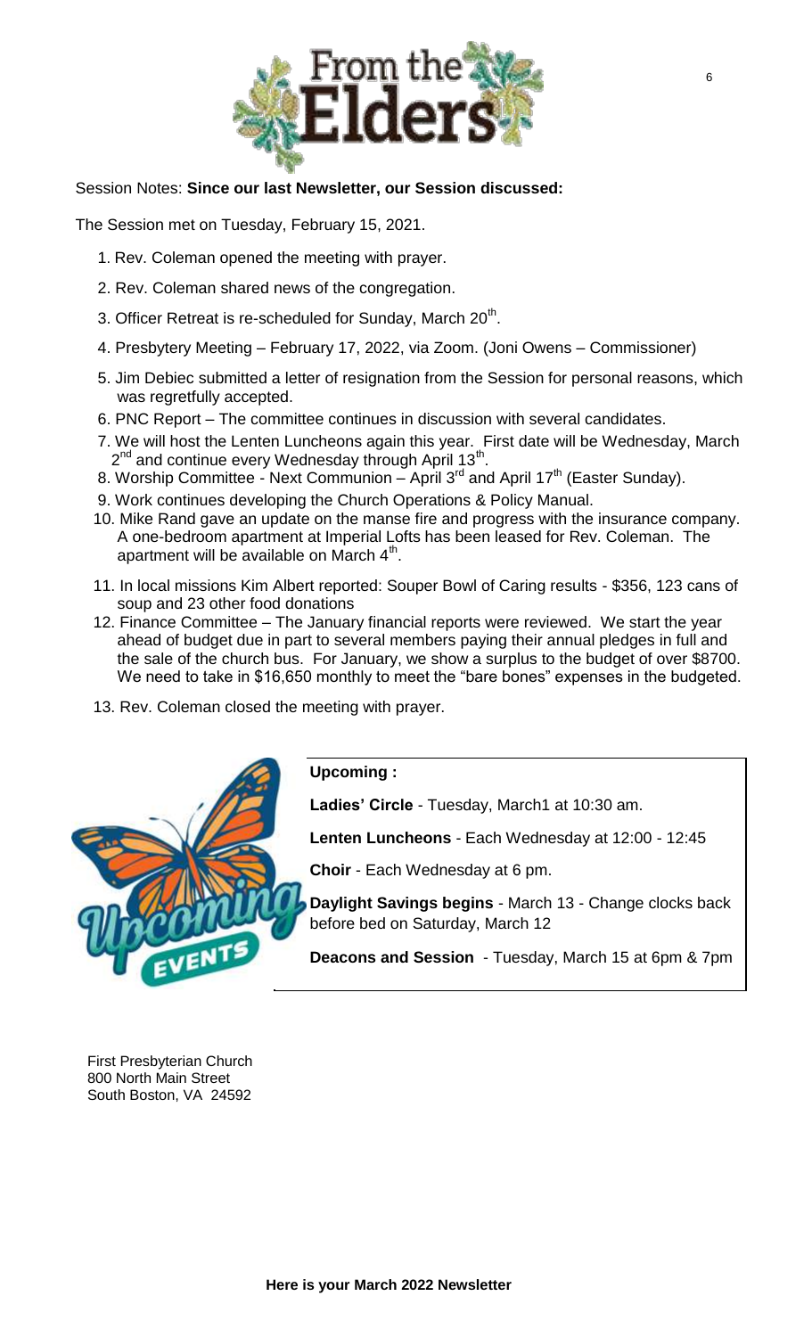# From the Elders

Session Notes: **Since our last Newsletter, our Session discussed:**

The Session met on Tuesday, February 15, 2021.

1. Rev. Coleman opened the meeting with prayer.
2. Rev. Coleman shared news of the congregation.
3. Officer Retreat is re-scheduled for Sunday, March 20th.
4. Presbytery Meeting – February 17, 2022, via Zoom. (Joni Owens – Commissioner)
5. Jim Debiec submitted a letter of resignation from the Session for personal reasons, which was regretfully accepted.
6. PNC Report – The committee continues in discussion with several candidates.
7. We will host the Lenten Luncheons again this year. First date will be Wednesday, March 2nd and continue every Wednesday through April 13th.
8. Worship Committee - Next Communion – April 3rd and April 17th (Easter Sunday).
9. Work continues developing the Church Operations & Policy Manual.
10. Mike Rand gave an update on the manse fire and progress with the insurance company. A one-bedroom apartment at Imperial Lofts has been leased for Rev. Coleman. The apartment will be available on March 4th.
11. In local missions Kim Albert reported: Souper Bowl of Caring results - $356, 123 cans of soup and 23 other food donations
12. Finance Committee – The January financial reports were reviewed. We start the year ahead of budget due in part to several members paying their annual pledges in full and the sale of the church bus. For January, we show a surplus to the budget of over $8700. We need to take in $16,650 monthly to meet the "bare bones" expenses in the budgeted.
13. Rev. Coleman closed the meeting with prayer.

Upcoming Events

**Upcoming :**

**Ladies' Circle** - Tuesday, March1 at 10:30 am.

**Lenten Luncheons** - Each Wednesday at 12:00 - 12:45

**Choir** - Each Wednesday at 6 pm.

**Daylight Savings begins** - March 13 - Change clocks back before bed on Saturday, March 12

**Deacons and Session** - Tuesday, March 15 at 6pm & 7pm

First Presbyterian Church
800 North Main Street
South Boston, VA 24592

**Here is your March 2022 Newsletter**